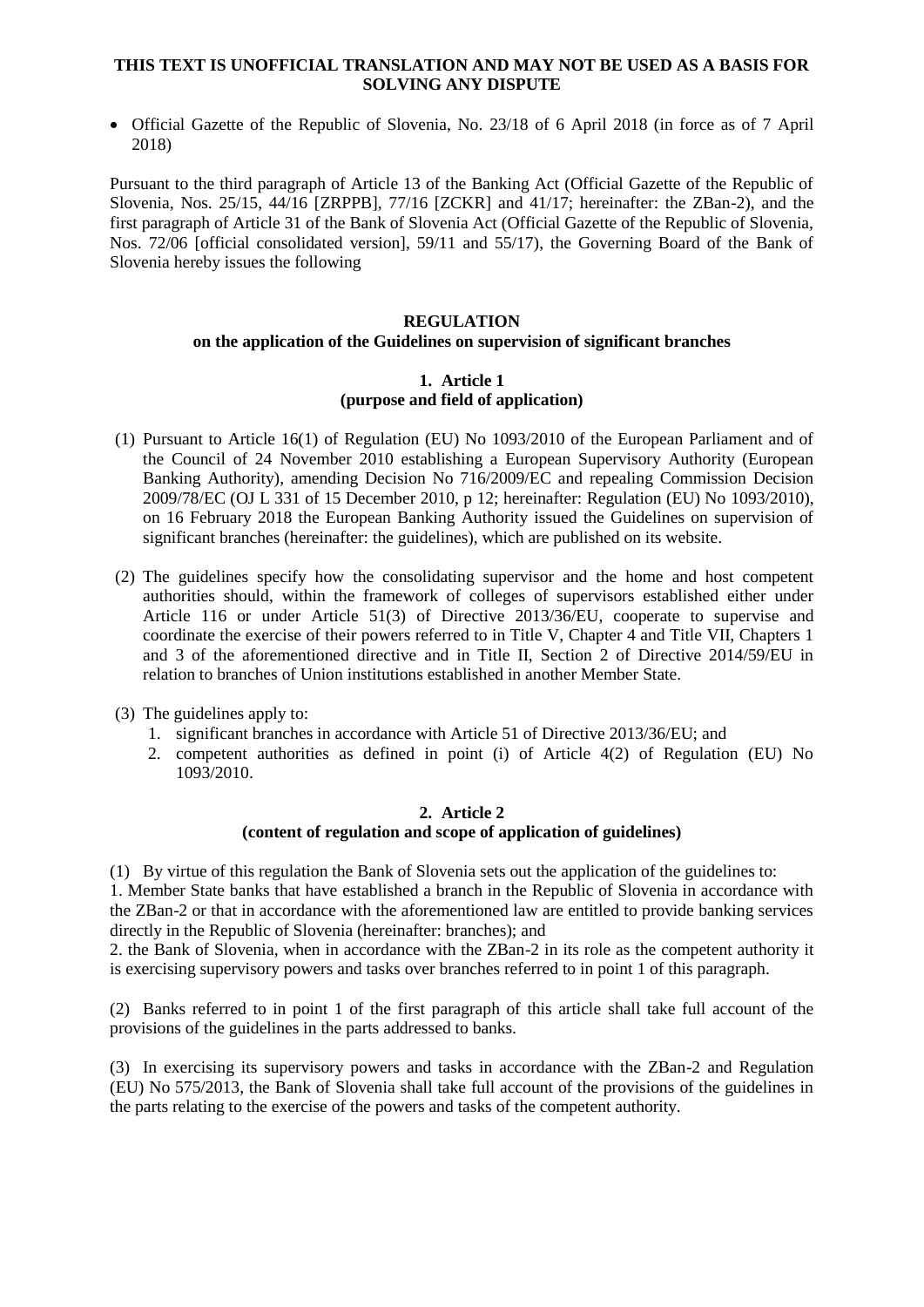**THIS TEXT IS UNOFFICIAL TRANSLATION AND MAY NOT BE USED AS A BASIS FOR SOLVING ANY DISPUTE**

- Official Gazette of the Republic of Slovenia, No. 23/18 of 6 April 2018 (in force as of 7 April 2018)

Pursuant to the third paragraph of Article 13 of the Banking Act (Official Gazette of the Republic of Slovenia, Nos. 25/15, 44/16 [ZRPPB], 77/16 [ZCKR] and 41/17; hereinafter: the ZBan-2), and the first paragraph of Article 31 of the Bank of Slovenia Act (Official Gazette of the Republic of Slovenia, Nos. 72/06 [official consolidated version], 59/11 and 55/17), the Governing Board of the Bank of Slovenia hereby issues the following

# REGULATION
## on the application of the Guidelines on supervision of significant branches

### 1. Article 1
### (purpose and field of application)

(1) Pursuant to Article 16(1) of Regulation (EU) No 1093/2010 of the European Parliament and of the Council of 24 November 2010 establishing a European Supervisory Authority (European Banking Authority), amending Decision No 716/2009/EC and repealing Commission Decision 2009/78/EC (OJ L 331 of 15 December 2010, p 12; hereinafter: Regulation (EU) No 1093/2010), on 16 February 2018 the European Banking Authority issued the Guidelines on supervision of significant branches (hereinafter: the guidelines), which are published on its website.

(2) The guidelines specify how the consolidating supervisor and the home and host competent authorities should, within the framework of colleges of supervisors established either under Article 116 or under Article 51(3) of Directive 2013/36/EU, cooperate to supervise and coordinate the exercise of their powers referred to in Title V, Chapter 4 and Title VII, Chapters 1 and 3 of the aforementioned directive and in Title II, Section 2 of Directive 2014/59/EU in relation to branches of Union institutions established in another Member State.

(3) The guidelines apply to:
1. significant branches in accordance with Article 51 of Directive 2013/36/EU; and
2. competent authorities as defined in point (i) of Article 4(2) of Regulation (EU) No 1093/2010.

### 2. Article 2
### (content of regulation and scope of application of guidelines)

(1) By virtue of this regulation the Bank of Slovenia sets out the application of the guidelines to:
1. Member State banks that have established a branch in the Republic of Slovenia in accordance with the ZBan-2 or that in accordance with the aforementioned law are entitled to provide banking services directly in the Republic of Slovenia (hereinafter: branches); and
2. the Bank of Slovenia, when in accordance with the ZBan-2 in its role as the competent authority it is exercising supervisory powers and tasks over branches referred to in point 1 of this paragraph.

(2) Banks referred to in point 1 of the first paragraph of this article shall take full account of the provisions of the guidelines in the parts addressed to banks.

(3) In exercising its supervisory powers and tasks in accordance with the ZBan-2 and Regulation (EU) No 575/2013, the Bank of Slovenia shall take full account of the provisions of the guidelines in the parts relating to the exercise of the powers and tasks of the competent authority.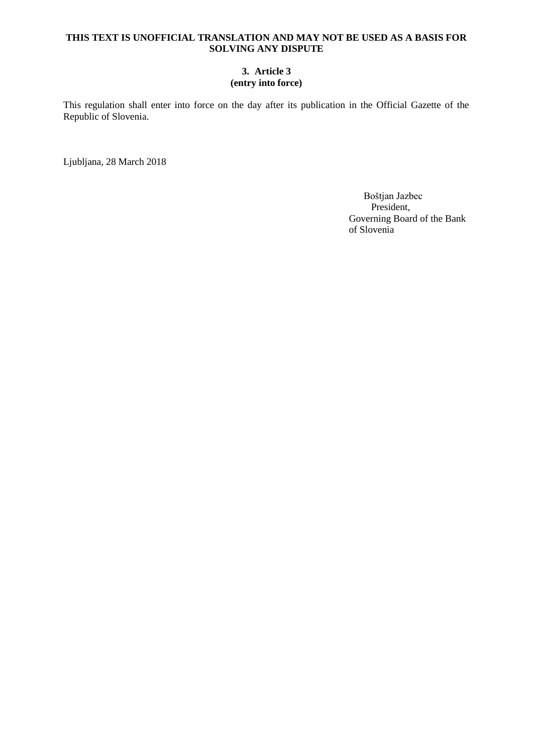**THIS TEXT IS UNOFFICIAL TRANSLATION AND MAY NOT BE USED AS A BASIS FOR SOLVING ANY DISPUTE**

### 3. Article 3
### (entry into force)

This regulation shall enter into force on the day after its publication in the Official Gazette of the Republic of Slovenia.

Ljubljana, 28 March 2018

Boštjan Jazbec
President,
Governing Board of the Bank of Slovenia